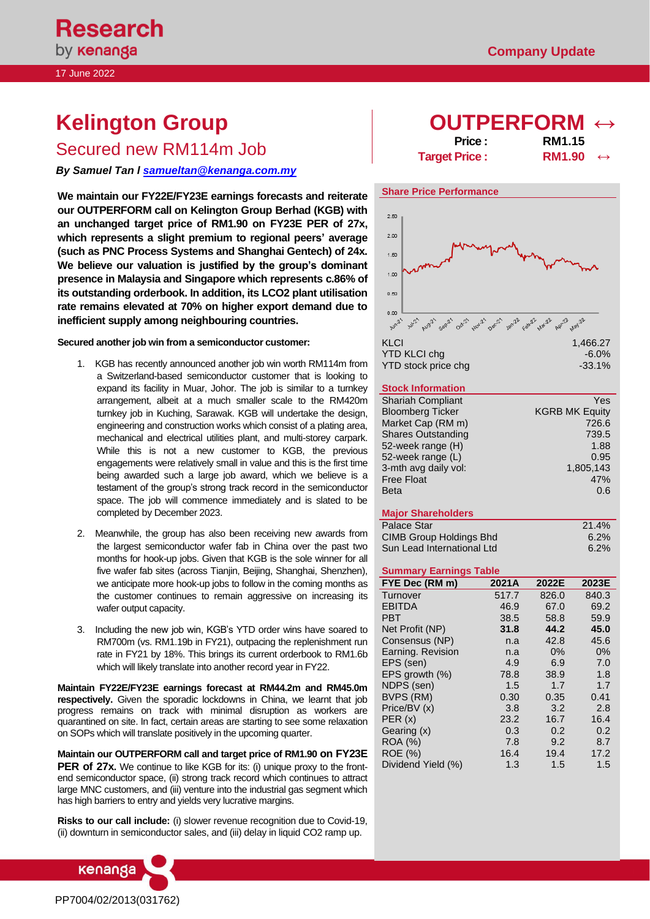Research by kenanga

Company Update

17 June 2022

# Kelington Group

## Secured new RM114m Job

***By Samuel Tan /*** ***samueltan@kenanga.com.my***

# OUTPERFORM ↔

| | |
|---|---|
| **Price :** | **RM1.15** |
| **Target Price :** | **RM1.90** ↔ |

**We maintain our FY22E/FY23E earnings forecasts and reiterate our OUTPERFORM call on Kelington Group Berhad (KGB) with an unchanged target price of RM1.90 on FY23E PER of 27x, which represents a slight premium to regional peers' average (such as PNC Process Systems and Shanghai Gentech) of 24x. We believe our valuation is justified by the group's dominant presence in Malaysia and Singapore which represents c.86% of its outstanding orderbook. In addition, its LCO2 plant utilisation rate remains elevated at 70% on higher export demand due to inefficient supply among neighbouring countries.**

**Secured another job win from a semiconductor customer:**

1. KGB has recently announced another job win worth RM114m from a Switzerland-based semiconductor customer that is looking to expand its facility in Muar, Johor. The job is similar to a turnkey arrangement, albeit at a much smaller scale to the RM420m turnkey job in Kuching, Sarawak. KGB will undertake the design, engineering and construction works which consist of a plating area, mechanical and electrical utilities plant, and multi-storey carpark. While this is not a new customer to KGB, the previous engagements were relatively small in value and this is the first time being awarded such a large job award, which we believe is a testament of the group's strong track record in the semiconductor space. The job will commence immediately and is slated to be completed by December 2023.

2. Meanwhile, the group has also been receiving new awards from the largest semiconductor wafer fab in China over the past two months for hook-up jobs. Given that KGB is the sole winner for all five wafer fab sites (across Tianjin, Beijing, Shanghai, Shenzhen), we anticipate more hook-up jobs to follow in the coming months as the customer continues to remain aggressive on increasing its wafer output capacity.

3. Including the new job win, KGB's YTD order wins have soared to RM700m (vs. RM1.19b in FY21), outpacing the replenishment run rate in FY21 by 18%. This brings its current orderbook to RM1.6b which will likely translate into another record year in FY22.

**Maintain FY22E/FY23E earnings forecast at RM44.2m and RM45.0m respectively.** Given the sporadic lockdowns in China, we learnt that job progress remains on track with minimal disruption as workers are quarantined on site. In fact, certain areas are starting to see some relaxation on SOPs which will translate positively in the upcoming quarter.

**Maintain our OUTPERFORM call and target price of RM1.90 on FY23E PER of 27x.** We continue to like KGB for its: (i) unique proxy to the front-end semiconductor space, (ii) strong track record which continues to attract large MNC customers, and (iii) venture into the industrial gas segment which has high barriers to entry and yields very lucrative margins.

**Risks to our call include:** (i) slower revenue recognition due to Covid-19, (ii) downturn in semiconductor sales, and (iii) delay in liquid CO2 ramp up.

### Share Price Performance

| | |
|---|---|
| KLCI | 1,466.27 |
| YTD KLCI chg | -6.0% |
| YTD stock price chg | -33.1% |

### Stock Information

| | |
|---|---|
| Shariah Compliant | Yes |
| Bloomberg Ticker | KGRB MK Equity |
| Market Cap (RM m) | 726.6 |
| Shares Outstanding | 739.5 |
| 52-week range (H) | 1.88 |
| 52-week range (L) | 0.95 |
| 3-mth avg daily vol: | 1,805,143 |
| Free Float | 47% |
| Beta | 0.6 |

### Major Shareholders

| | |
|---|---|
| Palace Star | 21.4% |
| CIMB Group Holdings Bhd | 6.2% |
| Sun Lead International Ltd | 6.2% |

### Summary Earnings Table

| FYE Dec (RM m) | 2021A | 2022E | 2023E |
|---|---|---|---|
| Turnover | 517.7 | 826.0 | 840.3 |
| EBITDA | 46.9 | 67.0 | 69.2 |
| PBT | 38.5 | 58.8 | 59.9 |
| Net Profit (NP) | **31.8** | **44.2** | **45.0** |
| Consensus (NP) | n.a | 42.8 | 45.6 |
| Earning. Revision | n.a | 0% | 0% |
| EPS (sen) | 4.9 | 6.9 | 7.0 |
| EPS growth (%) | 78.8 | 38.9 | 1.8 |
| NDPS (sen) | 1.5 | 1.7 | 1.7 |
| BVPS (RM) | 0.30 | 0.35 | 0.41 |
| Price/BV (x) | 3.8 | 3.2 | 2.8 |
| PER (x) | 23.2 | 16.7 | 16.4 |
| Gearing (x) | 0.3 | 0.2 | 0.2 |
| ROA (%) | 7.8 | 9.2 | 8.7 |
| ROE (%) | 16.4 | 19.4 | 17.2 |
| Dividend Yield (%) | 1.3 | 1.5 | 1.5 |

PP7004/02/2013(031762)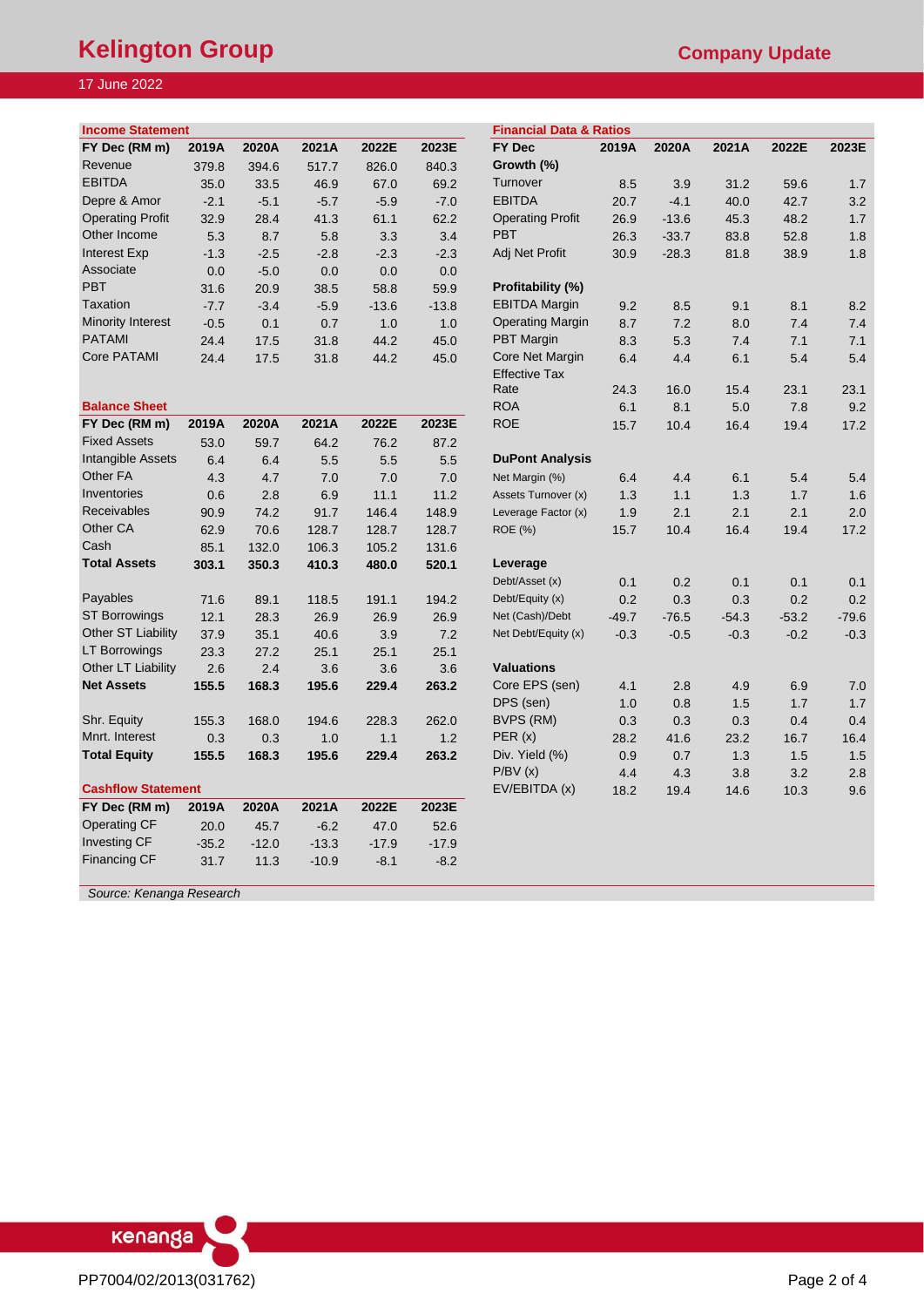# Kelington Group

**Company Update**

17 June 2022

### Income Statement

| FY Dec (RM m) | 2019A | 2020A | 2021A | 2022E | 2023E |
|---|---|---|---|---|---|
| Revenue | 379.8 | 394.6 | 517.7 | 826.0 | 840.3 |
| EBITDA | 35.0 | 33.5 | 46.9 | 67.0 | 69.2 |
| Depre & Amor | -2.1 | -5.1 | -5.7 | -5.9 | -7.0 |
| Operating Profit | 32.9 | 28.4 | 41.3 | 61.1 | 62.2 |
| Other Income | 5.3 | 8.7 | 5.8 | 3.3 | 3.4 |
| Interest Exp | -1.3 | -2.5 | -2.8 | -2.3 | -2.3 |
| Associate | 0.0 | -5.0 | 0.0 | 0.0 | 0.0 |
| PBT | 31.6 | 20.9 | 38.5 | 58.8 | 59.9 |
| Taxation | -7.7 | -3.4 | -5.9 | -13.6 | -13.8 |
| Minority Interest | -0.5 | 0.1 | 0.7 | 1.0 | 1.0 |
| PATAMI | 24.4 | 17.5 | 31.8 | 44.2 | 45.0 |
| Core PATAMI | 24.4 | 17.5 | 31.8 | 44.2 | 45.0 |

### Balance Sheet

| FY Dec (RM m) | 2019A | 2020A | 2021A | 2022E | 2023E |
|---|---|---|---|---|---|
| Fixed Assets | 53.0 | 59.7 | 64.2 | 76.2 | 87.2 |
| Intangible Assets | 6.4 | 6.4 | 5.5 | 5.5 | 5.5 |
| Other FA | 4.3 | 4.7 | 7.0 | 7.0 | 7.0 |
| Inventories | 0.6 | 2.8 | 6.9 | 11.1 | 11.2 |
| Receivables | 90.9 | 74.2 | 91.7 | 146.4 | 148.9 |
| Other CA | 62.9 | 70.6 | 128.7 | 128.7 | 128.7 |
| Cash | 85.1 | 132.0 | 106.3 | 105.2 | 131.6 |
| **Total Assets** | **303.1** | **350.3** | **410.3** | **480.0** | **520.1** |
| | | | | | |
| Payables | 71.6 | 89.1 | 118.5 | 191.1 | 194.2 |
| ST Borrowings | 12.1 | 28.3 | 26.9 | 26.9 | 26.9 |
| Other ST Liability | 37.9 | 35.1 | 40.6 | 3.9 | 7.2 |
| LT Borrowings | 23.3 | 27.2 | 25.1 | 25.1 | 25.1 |
| Other LT Liability | 2.6 | 2.4 | 3.6 | 3.6 | 3.6 |
| **Net Assets** | **155.5** | **168.3** | **195.6** | **229.4** | **263.2** |
| | | | | | |
| Shr. Equity | 155.3 | 168.0 | 194.6 | 228.3 | 262.0 |
| Mnrt. Interest | 0.3 | 0.3 | 1.0 | 1.1 | 1.2 |
| **Total Equity** | **155.5** | **168.3** | **195.6** | **229.4** | **263.2** |

### Cashflow Statement

| FY Dec (RM m) | 2019A | 2020A | 2021A | 2022E | 2023E |
|---|---|---|---|---|---|
| Operating CF | 20.0 | 45.7 | -6.2 | 47.0 | 52.6 |
| Investing CF | -35.2 | -12.0 | -13.3 | -17.9 | -17.9 |
| Financing CF | 31.7 | 11.3 | -10.9 | -8.1 | -8.2 |

### Financial Data & Ratios

| FY Dec | 2019A | 2020A | 2021A | 2022E | 2023E |
|---|---|---|---|---|---|
| **Growth (%)** | | | | | |
| Turnover | 8.5 | 3.9 | 31.2 | 59.6 | 1.7 |
| EBITDA | 20.7 | -4.1 | 40.0 | 42.7 | 3.2 |
| Operating Profit | 26.9 | -13.6 | 45.3 | 48.2 | 1.7 |
| PBT | 26.3 | -33.7 | 83.8 | 52.8 | 1.8 |
| Adj Net Profit | 30.9 | -28.3 | 81.8 | 38.9 | 1.8 |
| | | | | | |
| **Profitability (%)** | | | | | |
| EBITDA Margin | 9.2 | 8.5 | 9.1 | 8.1 | 8.2 |
| Operating Margin | 8.7 | 7.2 | 8.0 | 7.4 | 7.4 |
| PBT Margin | 8.3 | 5.3 | 7.4 | 7.1 | 7.1 |
| Core Net Margin | 6.4 | 4.4 | 6.1 | 5.4 | 5.4 |
| Effective Tax Rate | 24.3 | 16.0 | 15.4 | 23.1 | 23.1 |
| ROA | 6.1 | 8.1 | 5.0 | 7.8 | 9.2 |
| ROE | 15.7 | 10.4 | 16.4 | 19.4 | 17.2 |
| | | | | | |
| **DuPont Analysis** | | | | | |
| Net Margin (%) | 6.4 | 4.4 | 6.1 | 5.4 | 5.4 |
| Assets Turnover (x) | 1.3 | 1.1 | 1.3 | 1.7 | 1.6 |
| Leverage Factor (x) | 1.9 | 2.1 | 2.1 | 2.1 | 2.0 |
| ROE (%) | 15.7 | 10.4 | 16.4 | 19.4 | 17.2 |
| | | | | | |
| **Leverage** | | | | | |
| Debt/Asset (x) | 0.1 | 0.2 | 0.1 | 0.1 | 0.1 |
| Debt/Equity (x) | 0.2 | 0.3 | 0.3 | 0.2 | 0.2 |
| Net (Cash)/Debt | -49.7 | -76.5 | -54.3 | -53.2 | -79.6 |
| Net Debt/Equity (x) | -0.3 | -0.5 | -0.3 | -0.2 | -0.3 |
| | | | | | |
| **Valuations** | | | | | |
| Core EPS (sen) | 4.1 | 2.8 | 4.9 | 6.9 | 7.0 |
| DPS (sen) | 1.0 | 0.8 | 1.5 | 1.7 | 1.7 |
| BVPS (RM) | 0.3 | 0.3 | 0.3 | 0.4 | 0.4 |
| PER (x) | 28.2 | 41.6 | 23.2 | 16.7 | 16.4 |
| Div. Yield (%) | 0.9 | 0.7 | 1.3 | 1.5 | 1.5 |
| P/BV (x) | 4.4 | 4.3 | 3.8 | 3.2 | 2.8 |
| EV/EBITDA (x) | 18.2 | 19.4 | 14.6 | 10.3 | 9.6 |

*Source: Kenanga Research*

PP7004/02/2013(031762)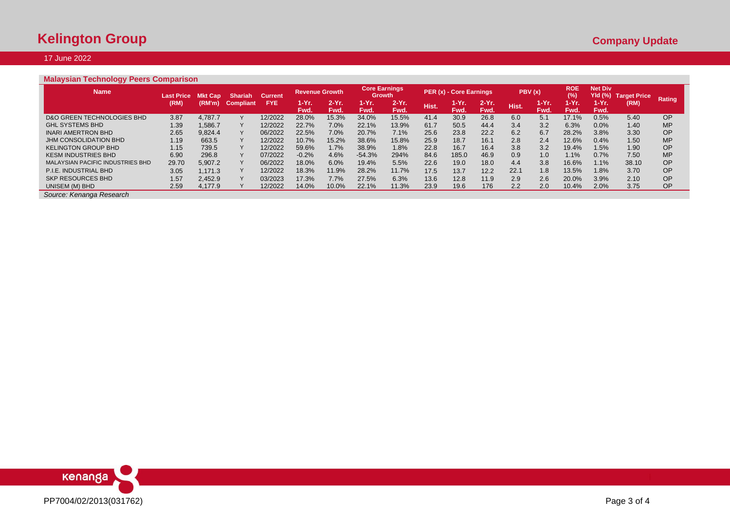## Malaysian Technology Peers Comparison

| Name | Last Price (RM) | Mkt Cap (RM'm) | Shariah Compliant | Current FYE | Revenue Growth | | Core Earnings Growth | | PER (x) - Core Earnings | | | PBV (x) | | ROE (%) | Net Div Yld (%) | Target Price (RM) | Rating |
|---|---|---|---|---|---|---|---|---|---|---|---|---|---|---|---|---|---|
| | | | | | 1-Yr. Fwd. | 2-Yr. Fwd. | 1-Yr. Fwd. | 2-Yr. Fwd. | Hist. | 1-Yr. Fwd. | 2-Yr. Fwd. | Hist. | 1-Yr. Fwd. | 1-Yr. Fwd. | 1-Yr. Fwd. | | |
| D&O GREEN TECHNOLOGIES BHD | 3.87 | 4,787.7 | Y | 12/2022 | 28.0% | 15.3% | 34.0% | 15.5% | 41.4 | 30.9 | 26.8 | 6.0 | 5.1 | 17.1% | 0.5% | 5.40 | OP |
| GHL SYSTEMS BHD | 1.39 | 1,586.7 | Y | 12/2022 | 22.7% | 7.0% | 22.1% | 13.9% | 61.7 | 50.5 | 44.4 | 3.4 | 3.2 | 6.3% | 0.0% | 1.40 | MP |
| INARI AMERTRON BHD | 2.65 | 9,824.4 | Y | 06/2022 | 22.5% | 7.0% | 20.7% | 7.1% | 25.6 | 23.8 | 22.2 | 6.2 | 6.7 | 28.2% | 3.8% | 3.30 | OP |
| JHM CONSOLIDATION BHD | 1.19 | 663.5 | Y | 12/2022 | 10.7% | 15.2% | 38.6% | 15.8% | 25.9 | 18.7 | 16.1 | 2.8 | 2.4 | 12.6% | 0.4% | 1.50 | MP |
| KELINGTON GROUP BHD | 1.15 | 739.5 | Y | 12/2022 | 59.6% | 1.7% | 38.9% | 1.8% | 22.8 | 16.7 | 16.4 | 3.8 | 3.2 | 19.4% | 1.5% | 1.90 | OP |
| KESM INDUSTRIES BHD | 6.90 | 296.8 | Y | 07/2022 | -0.2% | 4.6% | -54.3% | 294% | 84.6 | 185.0 | 46.9 | 0.9 | 1.0 | 1.1% | 0.7% | 7.50 | MP |
| MALAYSIAN PACIFIC INDUSTRIES BHD | 29.70 | 5,907.2 | Y | 06/2022 | 18.0% | 6.0% | 19.4% | 5.5% | 22.6 | 19.0 | 18.0 | 4.4 | 3.8 | 16.6% | 1.1% | 38.10 | OP |
| P.I.E. INDUSTRIAL BHD | 3.05 | 1,171.3 | Y | 12/2022 | 18.3% | 11.9% | 28.2% | 11.7% | 17.5 | 13.7 | 12.2 | 22.1 | 1.8 | 13.5% | 1.8% | 3.70 | OP |
| SKP RESOURCES BHD | 1.57 | 2,452.9 | Y | 03/2023 | 17.3% | 7.7% | 27.5% | 6.3% | 13.6 | 12.8 | 11.9 | 2.9 | 2.6 | 20.0% | 3.9% | 2.10 | OP |
| UNISEM (M) BHD | 2.59 | 4,177.9 | Y | 12/2022 | 14.0% | 10.0% | 22.1% | 11.3% | 23.9 | 19.6 | 176 | 2.2 | 2.0 | 10.4% | 2.0% | 3.75 | OP |

*Source: Kenanga Research*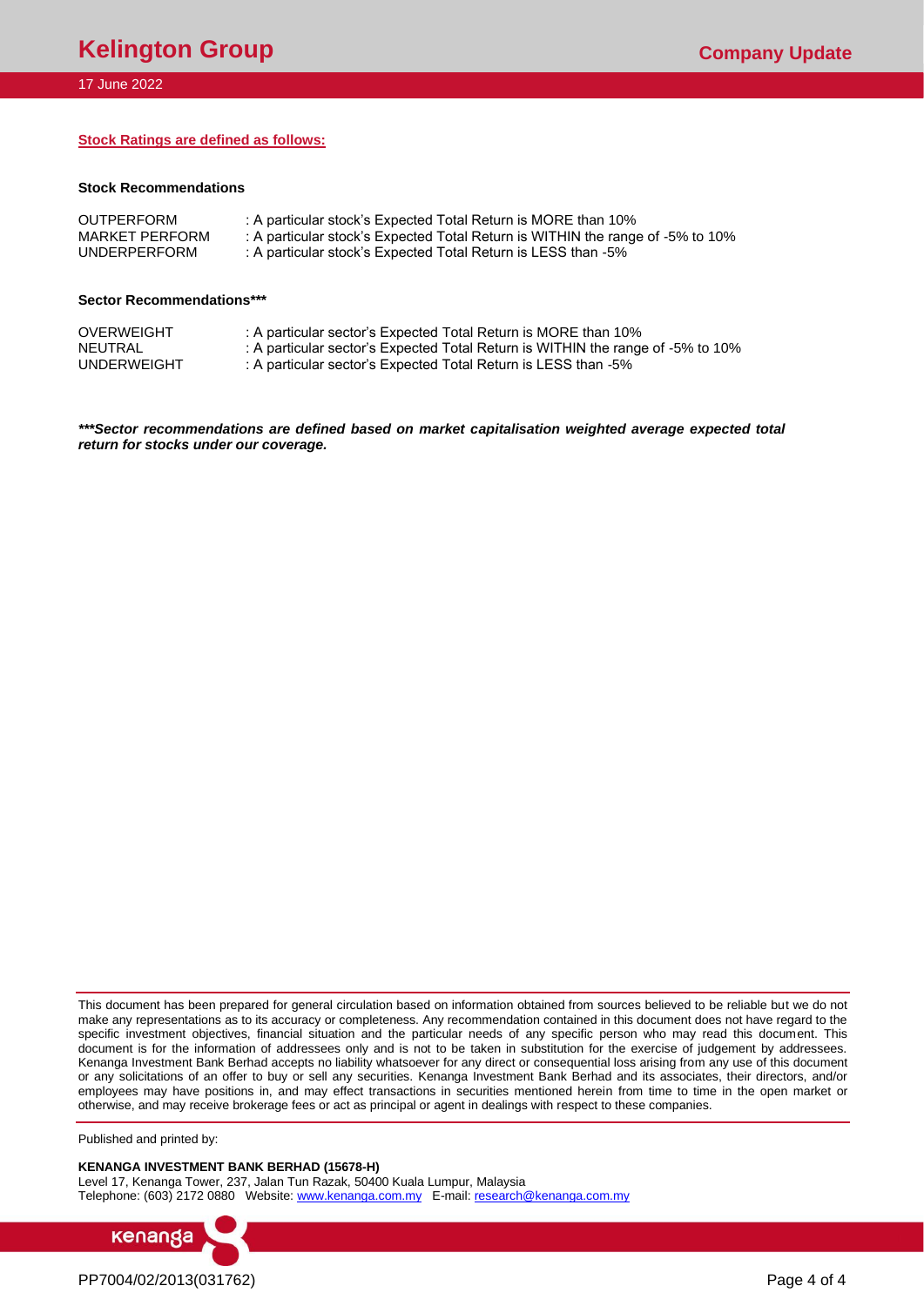**Stock Ratings are defined as follows:**

**Stock Recommendations**

| | |
|---|---|
| OUTPERFORM | : A particular stock's Expected Total Return is MORE than 10% |
| MARKET PERFORM | : A particular stock's Expected Total Return is WITHIN the range of -5% to 10% |
| UNDERPERFORM | : A particular stock's Expected Total Return is LESS than -5% |

**Sector Recommendations*****

| | |
|---|---|
| OVERWEIGHT | : A particular sector's Expected Total Return is MORE than 10% |
| NEUTRAL | : A particular sector's Expected Total Return is WITHIN the range of -5% to 10% |
| UNDERWEIGHT | : A particular sector's Expected Total Return is LESS than -5% |

****\*\*\*Sector recommendations are defined based on market capitalisation weighted average expected total return for stocks under our coverage.***

This document has been prepared for general circulation based on information obtained from sources believed to be reliable but we do not make any representations as to its accuracy or completeness. Any recommendation contained in this document does not have regard to the specific investment objectives, financial situation and the particular needs of any specific person who may read this document. This document is for the information of addressees only and is not to be taken in substitution for the exercise of judgement by addressees. Kenanga Investment Bank Berhad accepts no liability whatsoever for any direct or consequential loss arising from any use of this document or any solicitations of an offer to buy or sell any securities. Kenanga Investment Bank Berhad and its associates, their directors, and/or employees may have positions in, and may effect transactions in securities mentioned herein from time to time in the open market or otherwise, and may receive brokerage fees or act as principal or agent in dealings with respect to these companies.

Published and printed by:

**KENANGA INVESTMENT BANK BERHAD (15678-H)**
Level 17, Kenanga Tower, 237, Jalan Tun Razak, 50400 Kuala Lumpur, Malaysia
Telephone: (603) 2172 0880 Website: www.kenanga.com.my E-mail: research@kenanga.com.my

PP7004/02/2013(031762)